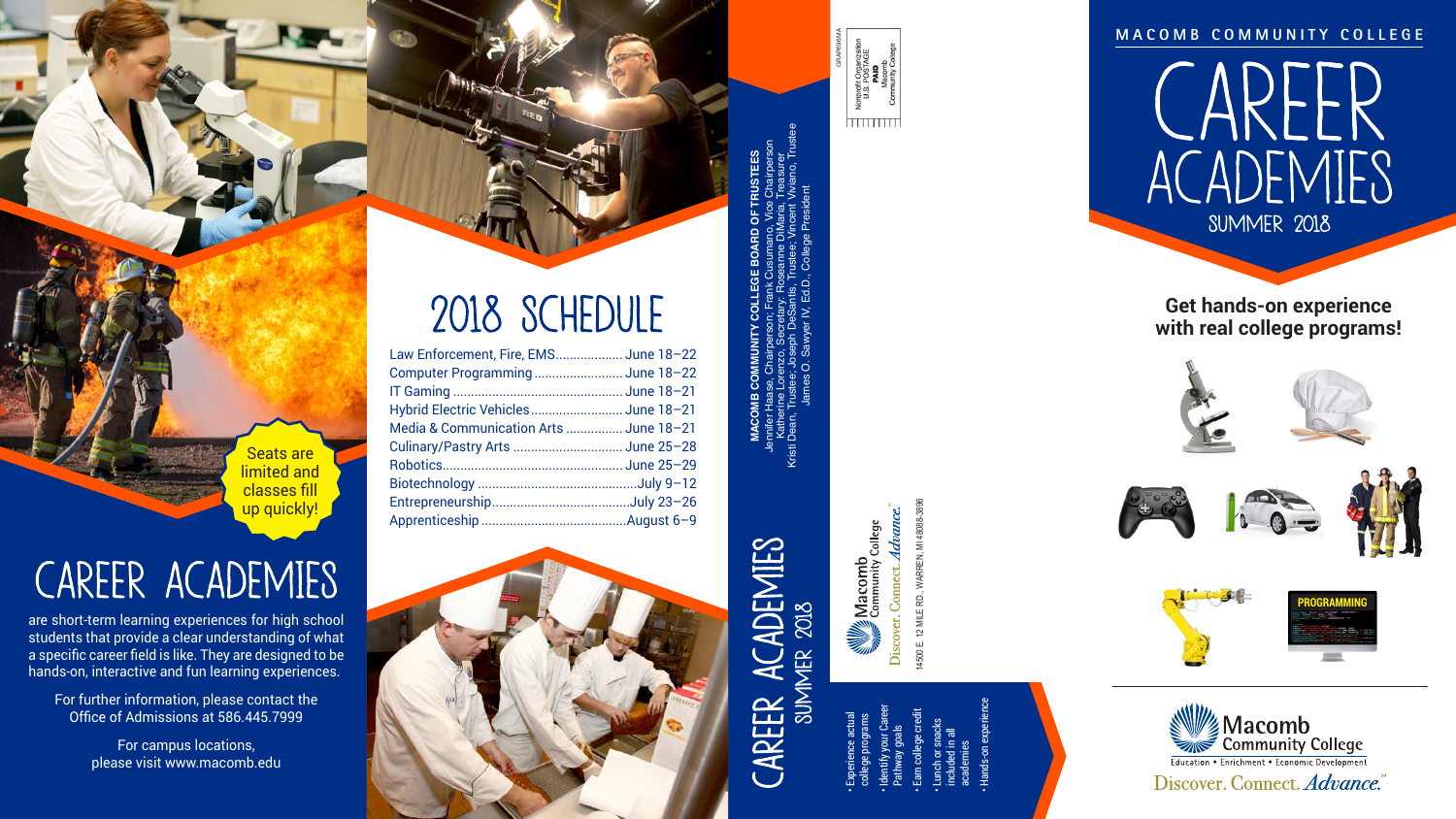Seats are limited and classes fill up quickly!

# CAREER ACADEMIES

are short-term learning experiences for high school students that provide a clear understanding of what a specific career field is like. They are designed to be hands-on, interactive and fun learning experiences.

For further information, please contact the Office of Admissions at 586.445.7999

For campus locations, please visit www.macomb.edu

# 2018 SCHEDULE

| Academy | Dates |
|---|---|
| Law Enforcement, Fire, EMS | June 18–22 |
| Computer Programming | June 18–22 |
| IT Gaming | June 18–21 |
| Hybrid Electric Vehicles | June 18–21 |
| Media & Communication Arts | June 18–21 |
| Culinary/Pastry Arts | June 25–28 |
| Robotics | June 25–29 |
| Biotechnology | July 9–12 |
| Entrepreneurship | July 23–26 |
| Apprenticeship | August 6–9 |

**MACOMB COMMUNITY COLLEGE BOARD OF TRUSTEES**
Jennifer Haase, Chairperson; Frank Cusumano, Vice Chairperson
Katherine Lorenzo, Secretary; Roseanne DiMaria, Treasurer
Kristi Dean, Trustee; Joseph DeSantis, Trustee; Vincent Viviano, Trustee
James O. Sawyer IV, Ed.D., College President

Nonprofit Organization U.S. POSTAGE PAID Macomb Community College

CR/AP/6/6MA

## CAREER ACADEMIES
### SUMMER 2018

Macomb Community College
Discover. Connect. *Advance.*℠

14500 E. 12 MILE RD., WARREN, MI 48088-3896

- Experience actual college programs
- Identify your Career Pathway goals
- Earn college credit
- Lunch or snacks included in all academies
- Hands-on experience

MACOMB COMMUNITY COLLEGE

# CAREER ACADEMIES
## SUMMER 2018

**Get hands-on experience with real college programs!**

PROGRAMMING

Macomb Community College
Education • Enrichment • Economic Development
Discover. Connect. *Advance.*℠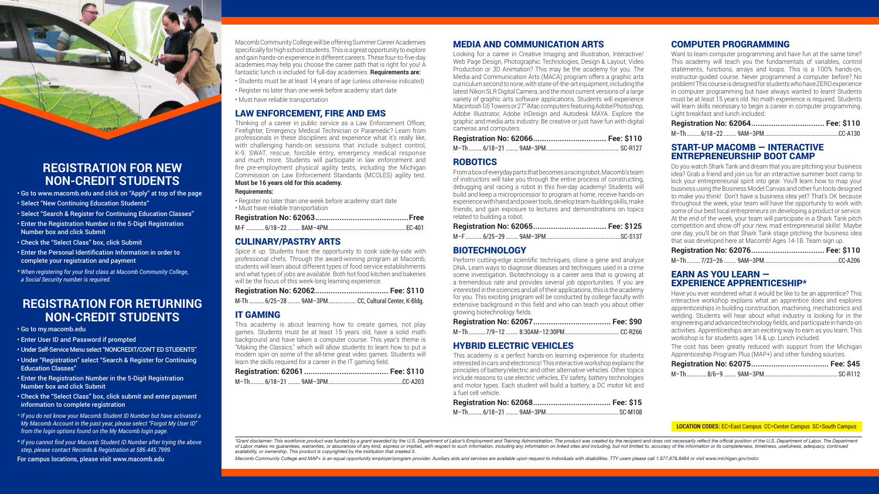## REGISTRATION FOR NEW NON-CREDIT STUDENTS

- Go to www.macomb.edu and click on "Apply" at top of the page
- Select "New Continuing Education Students"
- Select "Search & Register for Continuing Education Classes"
- Enter the Registration Number in the 5-Digit Registration Number box and click Submit
- Check the "Select Class" box, click Submit
- Enter the Personal Identification Information in order to complete your registration and payment

*\* When registering for your first class at Macomb Community College, a Social Security number is required.*

## REGISTRATION FOR RETURNING NON-CREDIT STUDENTS

- Go to my.macomb.edu
- Enter User ID and Password if prompted
- Under Self-Service Menu select "NONCREDIT/CON'T ED STUDENTS"
- Under "Registration" select "Search & Register for Continuing Education Classes"
- Enter the Registration Number in the 5-Digit Registration Number box and click Submit
- Check the "Select Class" box, click submit and enter payment information to complete registration

*\* If you do not know your Macomb Student ID Number but have activated a My Macomb Account in the past year, please select "Forgot My User ID" from the login options found on the My Macomb login page.*

*\* If you cannot find your Macomb Student ID Number after trying the above step, please contact Records & Registration at 586.445.7999.*

For campus locations, please visit www.macomb.edu

Macomb Community College will be offering Summer Career Academies specifically for high school students. This is a great opportunity to explore and gain hands-on experience in different careers. These four-to-five-day academies may help you choose the career path that is right for you! A fantastic lunch is included for full-day academies. **Requirements are:**

- Students must be at least 14 years of age (unless otherwise indicated)
- Register no later than one week before academy start date
- Must have reliable transportation

## LAW ENFORCEMENT, FIRE AND EMS

Thinking of a career in public service as a Law Enforcement Officer, Firefighter, Emergency Medical Technician or Paramedic? Learn from professionals in these disciplines and experience what it's really like, with challenging hands-on sessions that include subject control, K-9, SWAT, rescue, forcible entry, emergency medical response and much more. Students will participate in law enforcement and fire pre-employment physical agility tests, including the Michigan Commission on Law Enforcement Standards (MCOLES) agility test. **Must be 16 years old for this academy.**

**Requirements:**

- Register no later than one week before academy start date
- Must have reliable transportation

**Registration No: 62063....................Free**

M-F ........ 6/18–22 ........ 8AM–4PM ........ EC-401

## CULINARY/PASTRY ARTS

Spice it up. Students have the opportunity to cook side-by-side with professional chefs. Through the award-winning program at Macomb, students will learn about different types of food service establishments and what types of jobs are available. Both hot food kitchen and bakeries will be the focus of this week-long learning experience.

**Registration No: 62062.................... Fee: $110**

M-Th ........ 6/25–28 ........ 9AM–3PM ........ CC, Cultural Center, K-Bldg.

## IT GAMING

This academy is about learning how to create games, not play games. Students must be at least 15 years old, have a solid math background and have taken a computer course. This year's theme is "Making the Classics," which will allow students to learn how to put a modern spin on some of the all-time great video games. Students will learn the skills required for a career in the IT gaming field.

**Registration: 62061.................... Fee: $110**

M–Th ........ 6/18–21 ........ 9AM–3PM ........ CC-A203

## MEDIA AND COMMUNICATION ARTS

Looking for a career in Creative Imaging and Illustration, Interactive/Web Page Design, Photographic Technologies, Design & Layout, Video Production or 3D Animation? This may be the academy for you. The Media and Communication Arts (MACA) program offers a graphic arts curriculum second to none, with state-of-the-art equipment, including the latest Nikon SLR Digital Camera, and the most current versions of a large variety of graphic arts software applications. Students will experience Macintosh G5 Towers or 27" iMac computers featuring Adobe Photoshop, Adobe Illustrator, Adobe InDesign and Autodesk MAYA. Explore the graphic and media arts industry. Be creative or just have fun with digital cameras and computers.

**Registration No: 62066.................... Fee: $110**

M–Th ........ 6/18–21 ........ 9AM–3PM ........ SC-R127

## ROBOTICS

From a box of everyday parts that becomes a racing robot, Macomb's team of instructors will take you through the entire process of constructing, debugging and racing a robot in this five-day academy! Students will build and keep a microprocessor to program at home, receive hands-on experience with hand and power tools, develop team-building skills, make friends, and gain exposure to lectures and demonstrations on topics related to building a robot.

**Registration No: 62065.................... Fee: $125**

M–F ........ 6/25–29 ........ 9AM–3PM ........ SC-S137

## BIOTECHNOLOGY

Perform cutting-edge scientific techniques, clone a gene and analyze DNA. Learn ways to diagnose diseases and techniques used in a crime scene investigation. Biotechnology is a career area that is growing at a tremendous rate and provides several job opportunities. If you are interested in the sciences and all of their applications, this is the academy for you. This exciting program will be conducted by college faculty with extensive background in this field and who can teach you about other growing biotechnology fields.

**Registration No: 62067.................... Fee: $90**

M–Th ........ 7/9–12 ........ 8:30AM–12:30PM ........ CC-R266

## HYBRID ELECTRIC VEHICLES

This academy is a perfect hands-on learning experience for students interested in cars and electronics! This interactive workshop explains the principles of battery/electric and other alternative vehicles. Other topics include reasons to use electric vehicles, EV safety, battery technologies and motor types. Each student will build a battery, a DC motor kit and a fuel cell vehicle.

**Registration No: 62068.................... Fee: $15**

M–Th ........ 6/18–21 ........ 9AM–3PM ........ SC-M108

## COMPUTER PROGRAMMING

Want to learn computer programming and have fun at the same time? This academy will teach you the fundamentals of variables, control statements, functions, arrays and loops. This is a 100% hands-on, instructor-guided course. Never programmed a computer before? No problem! This course is designed for students who have ZERO experience in computer programming but have always wanted to learn! Students must be at least 15 years old. No math experience is required. Students will learn skills necessary to begin a career in computer programming. Light breakfast and lunch included.

**Registration No: 62064.................... Fee: $110**

M–Th ........ 6/18–22 ........ 9AM–3PM ........ CC-A130

## START-UP MACOMB — INTERACTIVE ENTREPRENEURSHIP BOOT CAMP

Do you watch Shark Tank and dream that you are pitching your business idea? Grab a friend and join us for an interactive summer boot camp to kick your entrepreneurial spirit into gear. You'll learn how to map your business using the Business Model Canvas and other fun tools designed to make you think! Don't have a business idea yet? That's OK because throughout the week, your team will have the opportunity to work with some of our best local entrepreneurs on developing a product or service. At the end of the week, your team will participate in a Shark Tank pitch competition and show off your new, mad entrepreneurial skills! Maybe one day, you'll be on that Shark Tank stage pitching the business idea that was developed here at Macomb! Ages 14-18. Team sign up.

**Registration No: 62076.................... Fee: $110**

M–Th ........ 7/23–26 ........ 9AM–3PM ........ CC-A206

## EARN AS YOU LEARN — EXPERIENCE APPRENTICESHIP*

Have you ever wondered what it would be like to be an apprentice? This interactive workshop explains what an apprentice does and explores apprenticeships in building construction, machining, mechatronics and welding. Students will hear about what industry is looking for in the engineering and advanced technology fields, and participate in hands-on activities. Apprenticeships are an exciting way to earn as you learn. This workshop is for students ages 14 & up. Lunch included.

The cost has been greatly reduced with support from the Michigan Apprenticeship Program Plus (MAP+) and other funding sources.

**Registration No: 62075.................... Fee: $45**

M–Th ........ 8/6–9 ........ 9AM–3PM ........ SC-R112

**LOCATION CODES:** EC=East Campus CC=Center Campus SC=South Campus

*\*Grant disclaimer: This workforce product was funded by a grant awarded by the U.S. Department of Labor's Employment and Training Administration. The product was created by the recipient and does not necessarily reflect the official position of the U.S. Department of Labor. The Department of Labor makes no guarantees, warranties, or assurances of any kind, express or implied, with respect to such information, including any information on linked sites and including, but not limited to, accuracy of the information or its completeness, timeliness, usefulness, adequacy, continued availability, or ownership. This product is copyrighted by the institution that created it.*

*Macomb Community College and MAP+ is an equal opportunity employer/program provider. Auxiliary aids and services are available upon request to individuals with disabilities. TTY users please call 1.877.878.8464 or visit www.michigan.gov/mdcr.*